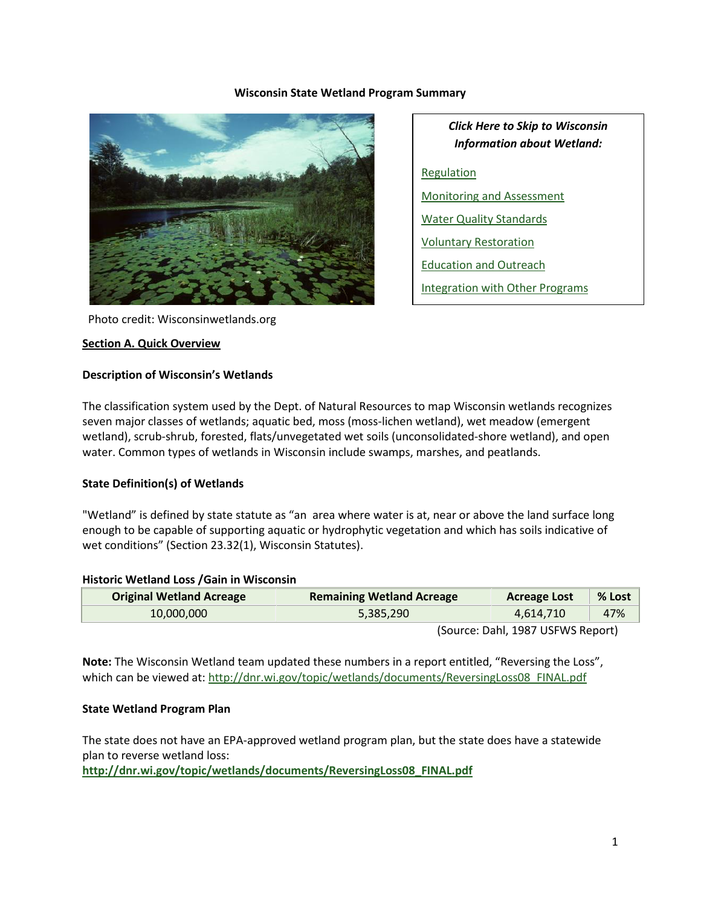# Wisconsin State Wetland Program Summary

***Click Here to Skip to Wisconsin Information about Wetland:***

[Regulation](#)

[Monitoring and Assessment](#)

[Water Quality Standards](#)

[Voluntary Restoration](#)

[Education and Outreach](#)

[Integration with Other Programs](#)

Photo credit: Wisconsinwetlands.org

## Section A. Quick Overview

### Description of Wisconsin's Wetlands

The classification system used by the Dept. of Natural Resources to map Wisconsin wetlands recognizes seven major classes of wetlands; aquatic bed, moss (moss-lichen wetland), wet meadow (emergent wetland), scrub-shrub, forested, flats/unvegetated wet soils (unconsolidated-shore wetland), and open water. Common types of wetlands in Wisconsin include swamps, marshes, and peatlands.

### State Definition(s) of Wetlands

"Wetland" is defined by state statute as "an area where water is at, near or above the land surface long enough to be capable of supporting aquatic or hydrophytic vegetation and which has soils indicative of wet conditions" (Section 23.32(1), Wisconsin Statutes).

### Historic Wetland Loss /Gain in Wisconsin

| Original Wetland Acreage | Remaining Wetland Acreage | Acreage Lost | % Lost |
|---|---|---|---|
| 10,000,000 | 5,385,290 | 4,614,710 | 47% |

(Source: Dahl, 1987 USFWS Report)

**Note:** The Wisconsin Wetland team updated these numbers in a report entitled, "Reversing the Loss", which can be viewed at: http://dnr.wi.gov/topic/wetlands/documents/ReversingLoss08_FINAL.pdf

### State Wetland Program Plan

The state does not have an EPA-approved wetland program plan, but the state does have a statewide plan to reverse wetland loss:
**http://dnr.wi.gov/topic/wetlands/documents/ReversingLoss08_FINAL.pdf**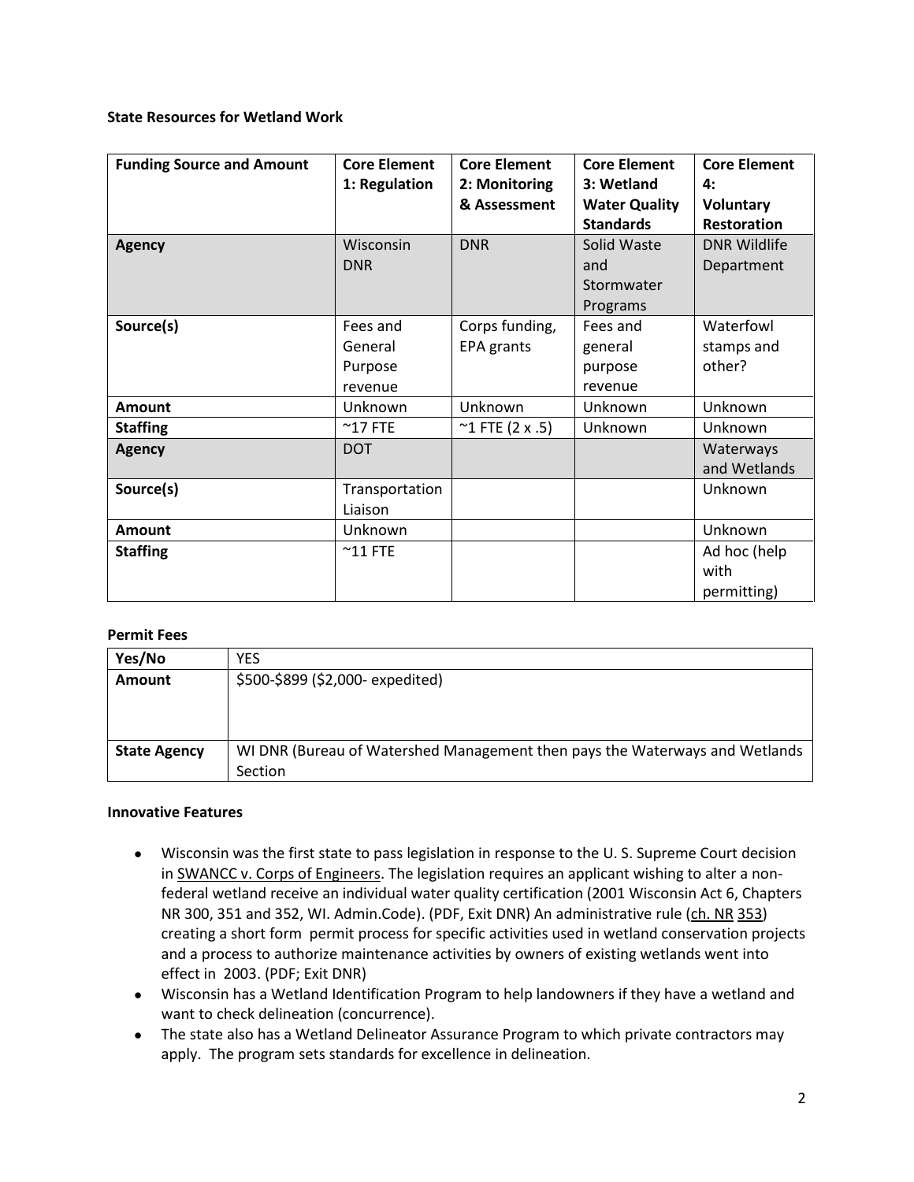**State Resources for Wetland Work**

| Funding Source and Amount | Core Element 1: Regulation | Core Element 2: Monitoring & Assessment | Core Element 3: Wetland Water Quality Standards | Core Element 4: Voluntary Restoration |
|---|---|---|---|---|
| **Agency** | Wisconsin DNR | DNR | Solid Waste and Stormwater Programs | DNR Wildlife Department |
| **Source(s)** | Fees and General Purpose revenue | Corps funding, EPA grants | Fees and general purpose revenue | Waterfowl stamps and other? |
| **Amount** | Unknown | Unknown | Unknown | Unknown |
| **Staffing** | ~17 FTE | ~1 FTE (2 x .5) | Unknown | Unknown |
| **Agency** | DOT | | | Waterways and Wetlands |
| **Source(s)** | Transportation Liaison | | | Unknown |
| **Amount** | Unknown | | | Unknown |
| **Staffing** | ~11 FTE | | | Ad hoc (help with permitting) |

**Permit Fees**

| Yes/No | YES |
|---|---|
| **Amount** | $500-$899 ($2,000- expedited) |
| **State Agency** | WI DNR (Bureau of Watershed Management then pays the Waterways and Wetlands Section |

**Innovative Features**

- Wisconsin was the first state to pass legislation in response to the U. S. Supreme Court decision in SWANCC v. Corps of Engineers. The legislation requires an applicant wishing to alter a non-federal wetland receive an individual water quality certification (2001 Wisconsin Act 6, Chapters NR 300, 351 and 352, WI. Admin.Code). (PDF, Exit DNR) An administrative rule (ch. NR 353) creating a short form permit process for specific activities used in wetland conservation projects and a process to authorize maintenance activities by owners of existing wetlands went into effect in 2003. (PDF; Exit DNR)
- Wisconsin has a Wetland Identification Program to help landowners if they have a wetland and want to check delineation (concurrence).
- The state also has a Wetland Delineator Assurance Program to which private contractors may apply. The program sets standards for excellence in delineation.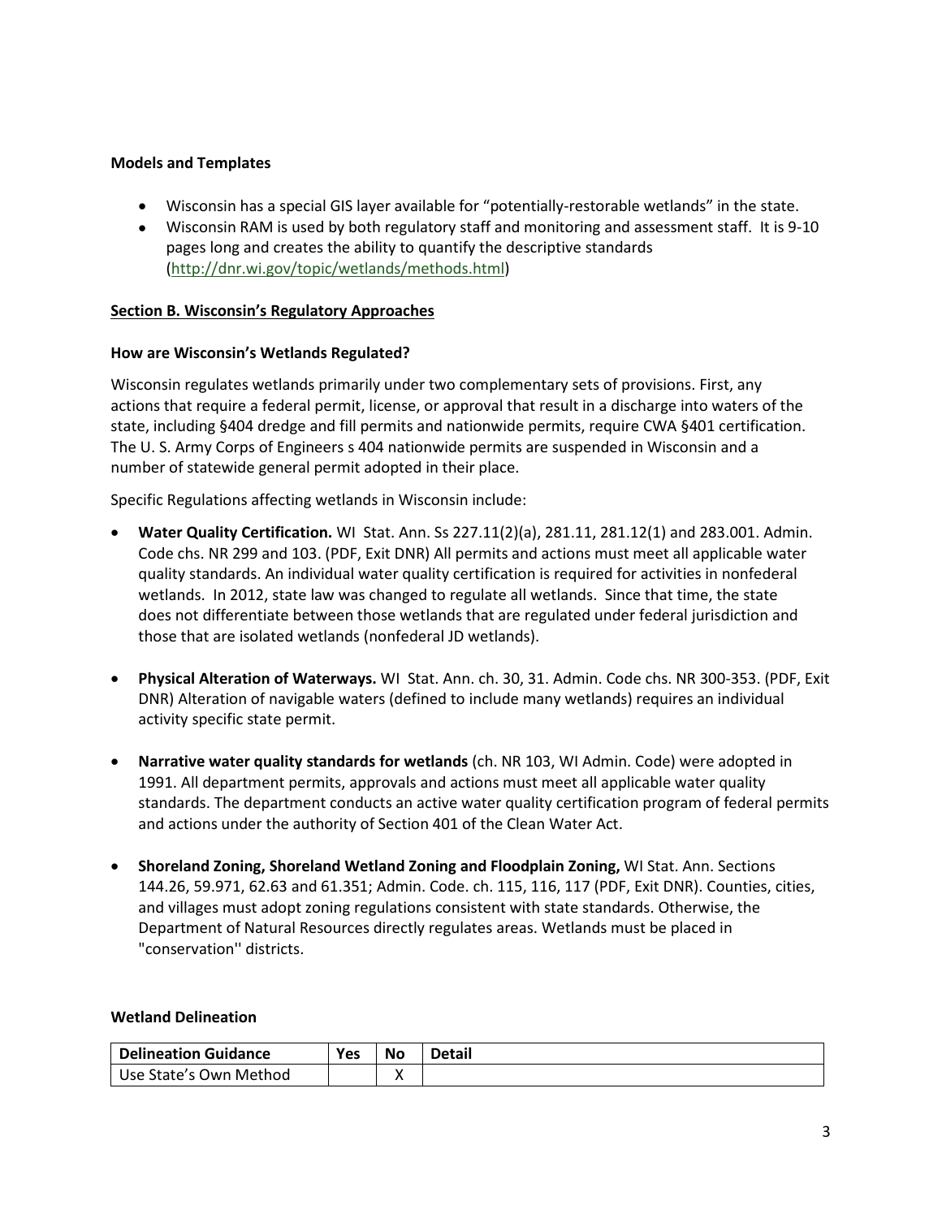**Models and Templates**

- Wisconsin has a special GIS layer available for "potentially-restorable wetlands" in the state.
- Wisconsin RAM is used by both regulatory staff and monitoring and assessment staff. It is 9-10 pages long and creates the ability to quantify the descriptive standards (http://dnr.wi.gov/topic/wetlands/methods.html)

## Section B. Wisconsin's Regulatory Approaches

### How are Wisconsin's Wetlands Regulated?

Wisconsin regulates wetlands primarily under two complementary sets of provisions. First, any actions that require a federal permit, license, or approval that result in a discharge into waters of the state, including §404 dredge and fill permits and nationwide permits, require CWA §401 certification. The U. S. Army Corps of Engineers s 404 nationwide permits are suspended in Wisconsin and a number of statewide general permit adopted in their place.

Specific Regulations affecting wetlands in Wisconsin include:

- **Water Quality Certification.** WI Stat. Ann. Ss 227.11(2)(a), 281.11, 281.12(1) and 283.001. Admin. Code chs. NR 299 and 103. (PDF, Exit DNR) All permits and actions must meet all applicable water quality standards. An individual water quality certification is required for activities in nonfederal wetlands. In 2012, state law was changed to regulate all wetlands. Since that time, the state does not differentiate between those wetlands that are regulated under federal jurisdiction and those that are isolated wetlands (nonfederal JD wetlands).

- **Physical Alteration of Waterways.** WI Stat. Ann. ch. 30, 31. Admin. Code chs. NR 300-353. (PDF, Exit DNR) Alteration of navigable waters (defined to include many wetlands) requires an individual activity specific state permit.

- **Narrative water quality standards for wetlands** (ch. NR 103, WI Admin. Code) were adopted in 1991. All department permits, approvals and actions must meet all applicable water quality standards. The department conducts an active water quality certification program of federal permits and actions under the authority of Section 401 of the Clean Water Act.

- **Shoreland Zoning, Shoreland Wetland Zoning and Floodplain Zoning,** WI Stat. Ann. Sections 144.26, 59.971, 62.63 and 61.351; Admin. Code. ch. 115, 116, 117 (PDF, Exit DNR). Counties, cities, and villages must adopt zoning regulations consistent with state standards. Otherwise, the Department of Natural Resources directly regulates areas. Wetlands must be placed in "conservation'' districts.

### Wetland Delineation

| Delineation Guidance | Yes | No | Detail |
|---|---|---|---|
| Use State's Own Method | | X | |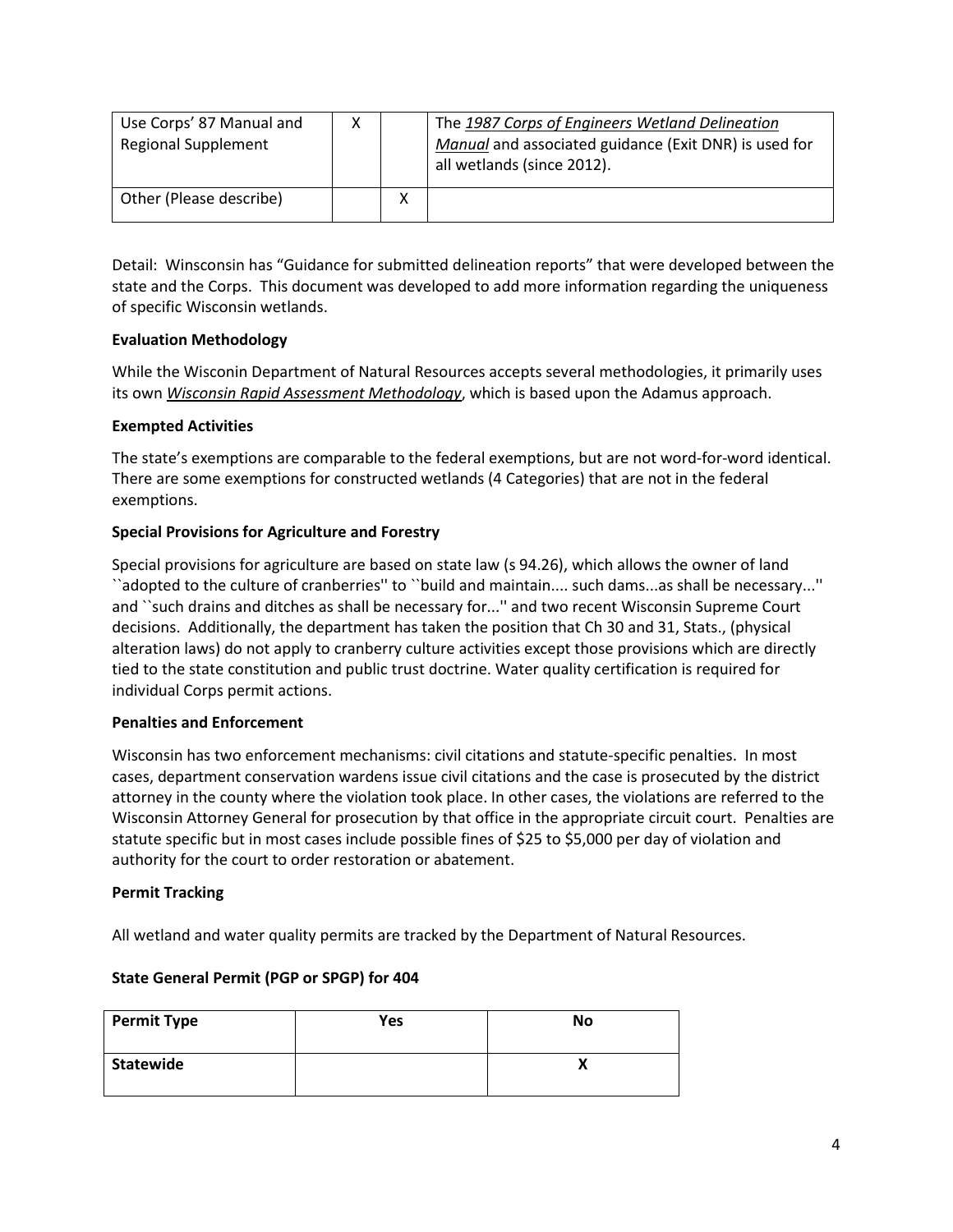| Use Corps' 87 Manual and Regional Supplement | X | | The *1987 Corps of Engineers Wetland Delineation Manual* and associated guidance (Exit DNR) is used for all wetlands (since 2012). |
|---|---|---|---|
| Other (Please describe) | | X | |

Detail: Winsconsin has "Guidance for submitted delineation reports" that were developed between the state and the Corps. This document was developed to add more information regarding the uniqueness of specific Wisconsin wetlands.

**Evaluation Methodology**

While the Wisconin Department of Natural Resources accepts several methodologies, it primarily uses its own ***Wisconsin Rapid Assessment Methodology***, which is based upon the Adamus approach.

**Exempted Activities**

The state's exemptions are comparable to the federal exemptions, but are not word-for-word identical. There are some exemptions for constructed wetlands (4 Categories) that are not in the federal exemptions.

**Special Provisions for Agriculture and Forestry**

Special provisions for agriculture are based on state law (s 94.26), which allows the owner of land ``adopted to the culture of cranberries'' to ``build and maintain.... such dams...as shall be necessary...'' and ``such drains and ditches as shall be necessary for...'' and two recent Wisconsin Supreme Court decisions. Additionally, the department has taken the position that Ch 30 and 31, Stats., (physical alteration laws) do not apply to cranberry culture activities except those provisions which are directly tied to the state constitution and public trust doctrine. Water quality certification is required for individual Corps permit actions.

**Penalties and Enforcement**

Wisconsin has two enforcement mechanisms: civil citations and statute-specific penalties. In most cases, department conservation wardens issue civil citations and the case is prosecuted by the district attorney in the county where the violation took place. In other cases, the violations are referred to the Wisconsin Attorney General for prosecution by that office in the appropriate circuit court. Penalties are statute specific but in most cases include possible fines of $25 to $5,000 per day of violation and authority for the court to order restoration or abatement.

**Permit Tracking**

All wetland and water quality permits are tracked by the Department of Natural Resources.

**State General Permit (PGP or SPGP) for 404**

| Permit Type | Yes | No |
|---|---|---|
| **Statewide** | | **X** |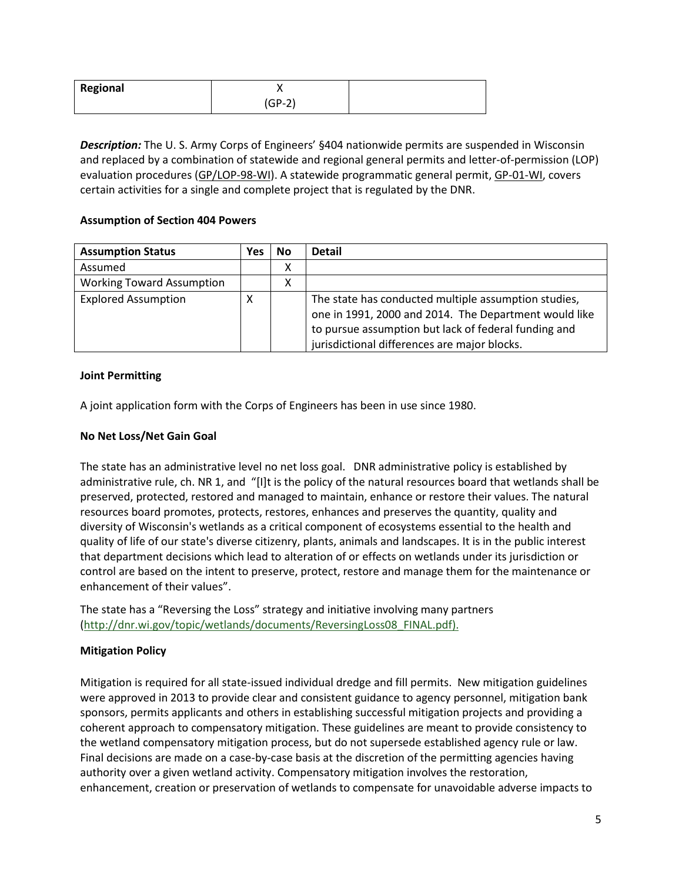| Regional | X (GP-2) | |
|---|---|---|

***Description:*** The U. S. Army Corps of Engineers' §404 nationwide permits are suspended in Wisconsin and replaced by a combination of statewide and regional general permits and letter-of-permission (LOP) evaluation procedures (GP/LOP-98-WI). A statewide programmatic general permit, GP-01-WI, covers certain activities for a single and complete project that is regulated by the DNR.

**Assumption of Section 404 Powers**

| Assumption Status | Yes | No | Detail |
|---|---|---|---|
| Assumed | | X | |
| Working Toward Assumption | | X | |
| Explored Assumption | X | | The state has conducted multiple assumption studies, one in 1991, 2000 and 2014. The Department would like to pursue assumption but lack of federal funding and jurisdictional differences are major blocks. |

**Joint Permitting**

A joint application form with the Corps of Engineers has been in use since 1980.

**No Net Loss/Net Gain Goal**

The state has an administrative level no net loss goal. DNR administrative policy is established by administrative rule, ch. NR 1, and "[I]t is the policy of the natural resources board that wetlands shall be preserved, protected, restored and managed to maintain, enhance or restore their values. The natural resources board promotes, protects, restores, enhances and preserves the quantity, quality and diversity of Wisconsin's wetlands as a critical component of ecosystems essential to the health and quality of life of our state's diverse citizenry, plants, animals and landscapes. It is in the public interest that department decisions which lead to alteration of or effects on wetlands under its jurisdiction or control are based on the intent to preserve, protect, restore and manage them for the maintenance or enhancement of their values".

The state has a "Reversing the Loss" strategy and initiative involving many partners (http://dnr.wi.gov/topic/wetlands/documents/ReversingLoss08_FINAL.pdf).

**Mitigation Policy**

Mitigation is required for all state-issued individual dredge and fill permits. New mitigation guidelines were approved in 2013 to provide clear and consistent guidance to agency personnel, mitigation bank sponsors, permits applicants and others in establishing successful mitigation projects and providing a coherent approach to compensatory mitigation. These guidelines are meant to provide consistency to the wetland compensatory mitigation process, but do not supersede established agency rule or law. Final decisions are made on a case-by-case basis at the discretion of the permitting agencies having authority over a given wetland activity. Compensatory mitigation involves the restoration, enhancement, creation or preservation of wetlands to compensate for unavoidable adverse impacts to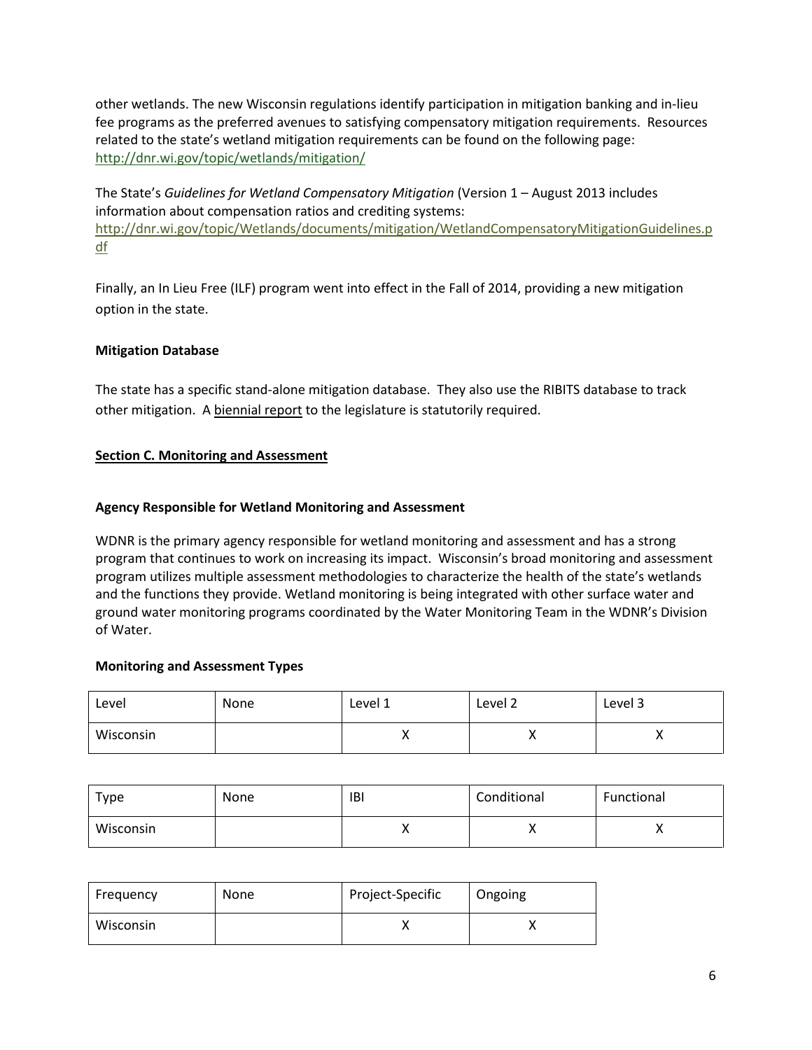other wetlands. The new Wisconsin regulations identify participation in mitigation banking and in-lieu fee programs as the preferred avenues to satisfying compensatory mitigation requirements. Resources related to the state's wetland mitigation requirements can be found on the following page: http://dnr.wi.gov/topic/wetlands/mitigation/

The State's *Guidelines for Wetland Compensatory Mitigation* (Version 1 – August 2013 includes information about compensation ratios and crediting systems: http://dnr.wi.gov/topic/Wetlands/documents/mitigation/WetlandCompensatoryMitigationGuidelines.pdf

Finally, an In Lieu Free (ILF) program went into effect in the Fall of 2014, providing a new mitigation option in the state.

**Mitigation Database**

The state has a specific stand-alone mitigation database. They also use the RIBITS database to track other mitigation. A biennial report to the legislature is statutorily required.

## Section C. Monitoring and Assessment

**Agency Responsible for Wetland Monitoring and Assessment**

WDNR is the primary agency responsible for wetland monitoring and assessment and has a strong program that continues to work on increasing its impact. Wisconsin's broad monitoring and assessment program utilizes multiple assessment methodologies to characterize the health of the state's wetlands and the functions they provide. Wetland monitoring is being integrated with other surface water and ground water monitoring programs coordinated by the Water Monitoring Team in the WDNR's Division of Water.

**Monitoring and Assessment Types**

| Level | None | Level 1 | Level 2 | Level 3 |
|---|---|---|---|---|
| Wisconsin | | X | X | X |

| Type | None | IBI | Conditional | Functional |
|---|---|---|---|---|
| Wisconsin | | X | X | X |

| Frequency | None | Project-Specific | Ongoing |
|---|---|---|---|
| Wisconsin | | X | X |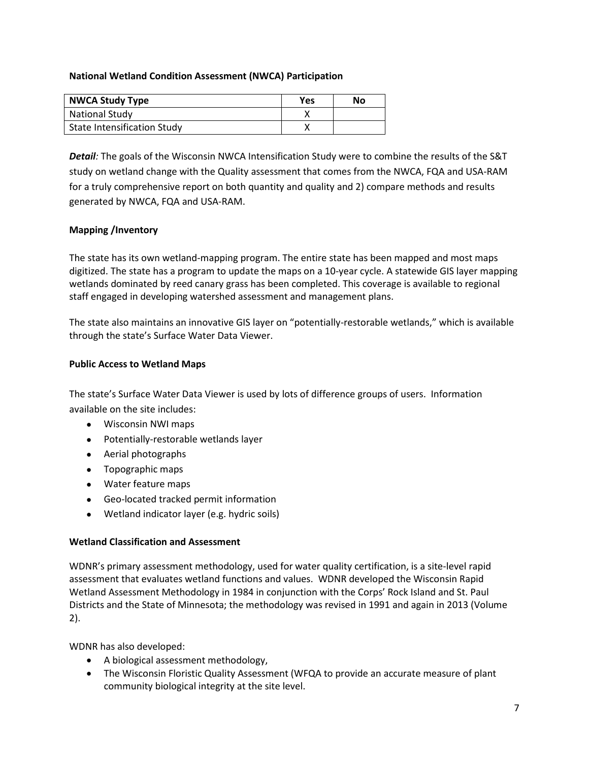**National Wetland Condition Assessment (NWCA) Participation**

| NWCA Study Type | Yes | No |
|---|---|---|
| National Study | X | |
| State Intensification Study | X | |

***Detail**:* The goals of the Wisconsin NWCA Intensification Study were to combine the results of the S&T study on wetland change with the Quality assessment that comes from the NWCA, FQA and USA-RAM for a truly comprehensive report on both quantity and quality and 2) compare methods and results generated by NWCA, FQA and USA-RAM.

**Mapping /Inventory**

The state has its own wetland-mapping program. The entire state has been mapped and most maps digitized. The state has a program to update the maps on a 10-year cycle. A statewide GIS layer mapping wetlands dominated by reed canary grass has been completed. This coverage is available to regional staff engaged in developing watershed assessment and management plans.

The state also maintains an innovative GIS layer on "potentially-restorable wetlands," which is available through the state's Surface Water Data Viewer.

**Public Access to Wetland Maps**

The state's Surface Water Data Viewer is used by lots of difference groups of users. Information available on the site includes:

- Wisconsin NWI maps
- Potentially-restorable wetlands layer
- Aerial photographs
- Topographic maps
- Water feature maps
- Geo-located tracked permit information
- Wetland indicator layer (e.g. hydric soils)

**Wetland Classification and Assessment**

WDNR's primary assessment methodology, used for water quality certification, is a site-level rapid assessment that evaluates wetland functions and values. WDNR developed the Wisconsin Rapid Wetland Assessment Methodology in 1984 in conjunction with the Corps' Rock Island and St. Paul Districts and the State of Minnesota; the methodology was revised in 1991 and again in 2013 (Volume 2).

WDNR has also developed:

- A biological assessment methodology,
- The Wisconsin Floristic Quality Assessment (WFQA to provide an accurate measure of plant community biological integrity at the site level.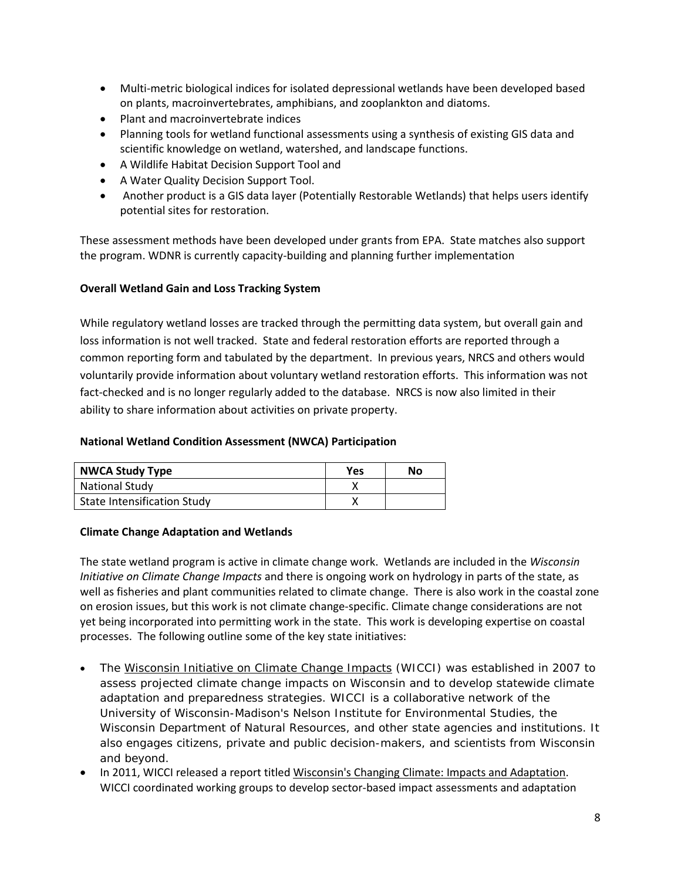- Multi-metric biological indices for isolated depressional wetlands have been developed based on plants, macroinvertebrates, amphibians, and zooplankton and diatoms.
- Plant and macroinvertebrate indices
- Planning tools for wetland functional assessments using a synthesis of existing GIS data and scientific knowledge on wetland, watershed, and landscape functions.
- A Wildlife Habitat Decision Support Tool and
- A Water Quality Decision Support Tool.
- Another product is a GIS data layer (Potentially Restorable Wetlands) that helps users identify potential sites for restoration.

These assessment methods have been developed under grants from EPA. State matches also support the program. WDNR is currently capacity-building and planning further implementation

**Overall Wetland Gain and Loss Tracking System**

While regulatory wetland losses are tracked through the permitting data system, but overall gain and loss information is not well tracked. State and federal restoration efforts are reported through a common reporting form and tabulated by the department. In previous years, NRCS and others would voluntarily provide information about voluntary wetland restoration efforts. This information was not fact-checked and is no longer regularly added to the database. NRCS is now also limited in their ability to share information about activities on private property.

**National Wetland Condition Assessment (NWCA) Participation**

| NWCA Study Type | Yes | No |
|---|---|---|
| National Study | X | |
| State Intensification Study | X | |

**Climate Change Adaptation and Wetlands**

The state wetland program is active in climate change work. Wetlands are included in the *Wisconsin Initiative on Climate Change Impacts* and there is ongoing work on hydrology in parts of the state, as well as fisheries and plant communities related to climate change. There is also work in the coastal zone on erosion issues, but this work is not climate change-specific. Climate change considerations are not yet being incorporated into permitting work in the state. This work is developing expertise on coastal processes. The following outline some of the key state initiatives:

- The Wisconsin Initiative on Climate Change Impacts (WICCI) was established in 2007 to assess projected climate change impacts on Wisconsin and to develop statewide climate adaptation and preparedness strategies. WICCI is a collaborative network of the University of Wisconsin-Madison's Nelson Institute for Environmental Studies, the Wisconsin Department of Natural Resources, and other state agencies and institutions. It also engages citizens, private and public decision-makers, and scientists from Wisconsin and beyond.
- In 2011, WICCI released a report titled Wisconsin's Changing Climate: Impacts and Adaptation. WICCI coordinated working groups to develop sector-based impact assessments and adaptation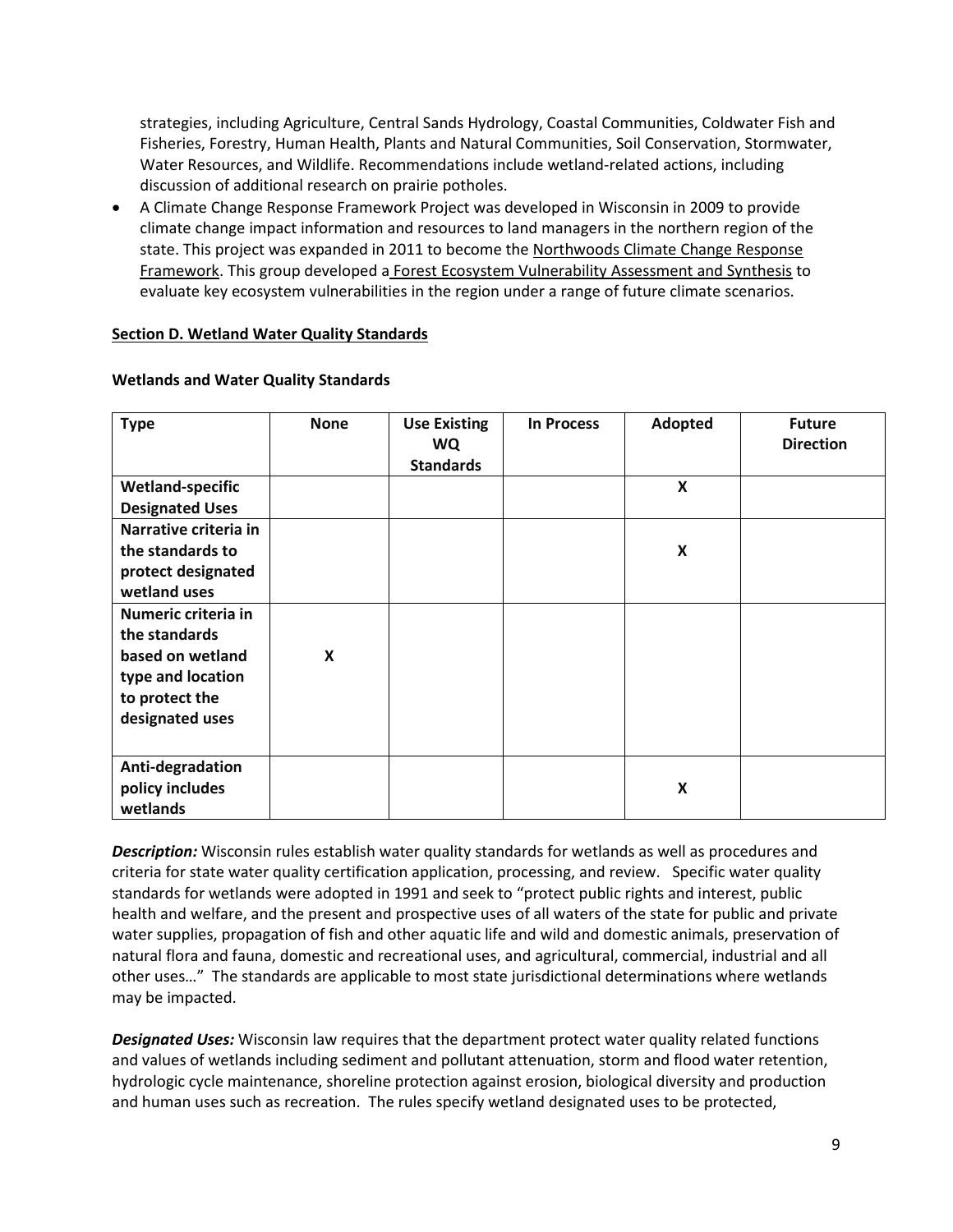strategies, including Agriculture, Central Sands Hydrology, Coastal Communities, Coldwater Fish and Fisheries, Forestry, Human Health, Plants and Natural Communities, Soil Conservation, Stormwater, Water Resources, and Wildlife. Recommendations include wetland-related actions, including discussion of additional research on prairie potholes.

- A Climate Change Response Framework Project was developed in Wisconsin in 2009 to provide climate change impact information and resources to land managers in the northern region of the state. This project was expanded in 2011 to become the Northwoods Climate Change Response Framework. This group developed a Forest Ecosystem Vulnerability Assessment and Synthesis to evaluate key ecosystem vulnerabilities in the region under a range of future climate scenarios.

## Section D. Wetland Water Quality Standards

**Wetlands and Water Quality Standards**

| Type | None | Use Existing WQ Standards | In Process | Adopted | Future Direction |
|---|---|---|---|---|---|
| **Wetland-specific Designated Uses** | | | | X | |
| **Narrative criteria in the standards to protect designated wetland uses** | | | | X | |
| **Numeric criteria in the standards based on wetland type and location to protect the designated uses** | X | | | | |
| **Anti-degradation policy includes wetlands** | | | | X | |

***Description:*** Wisconsin rules establish water quality standards for wetlands as well as procedures and criteria for state water quality certification application, processing, and review. Specific water quality standards for wetlands were adopted in 1991 and seek to "protect public rights and interest, public health and welfare, and the present and prospective uses of all waters of the state for public and private water supplies, propagation of fish and other aquatic life and wild and domestic animals, preservation of natural flora and fauna, domestic and recreational uses, and agricultural, commercial, industrial and all other uses…" The standards are applicable to most state jurisdictional determinations where wetlands may be impacted.

***Designated Uses:*** Wisconsin law requires that the department protect water quality related functions and values of wetlands including sediment and pollutant attenuation, storm and flood water retention, hydrologic cycle maintenance, shoreline protection against erosion, biological diversity and production and human uses such as recreation. The rules specify wetland designated uses to be protected,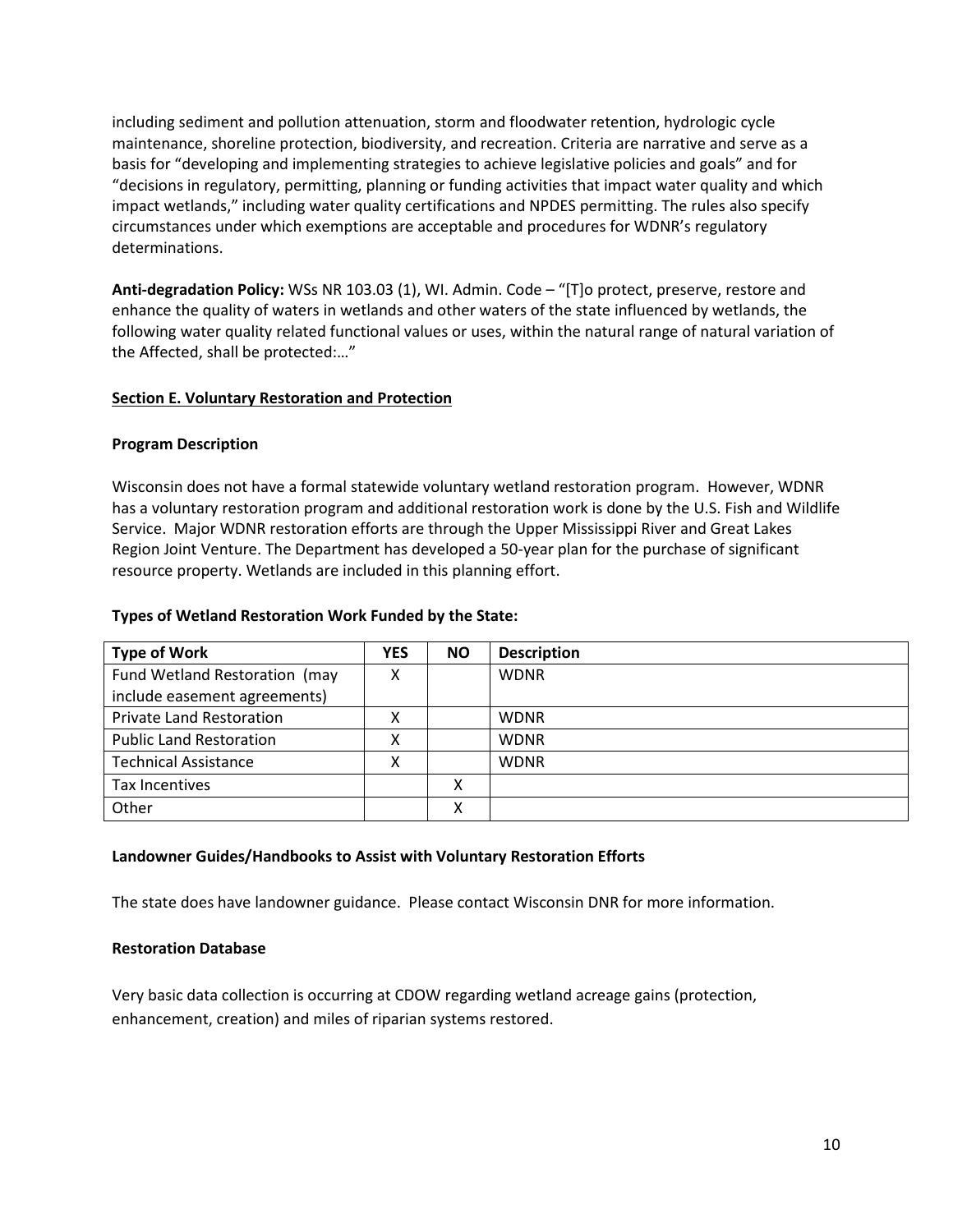including sediment and pollution attenuation, storm and floodwater retention, hydrologic cycle maintenance, shoreline protection, biodiversity, and recreation. Criteria are narrative and serve as a basis for "developing and implementing strategies to achieve legislative policies and goals" and for "decisions in regulatory, permitting, planning or funding activities that impact water quality and which impact wetlands," including water quality certifications and NPDES permitting. The rules also specify circumstances under which exemptions are acceptable and procedures for WDNR's regulatory determinations.

**Anti-degradation Policy:** WSs NR 103.03 (1), WI. Admin. Code – "[T]o protect, preserve, restore and enhance the quality of waters in wetlands and other waters of the state influenced by wetlands, the following water quality related functional values or uses, within the natural range of natural variation of the Affected, shall be protected:…"

## Section E. Voluntary Restoration and Protection

### Program Description

Wisconsin does not have a formal statewide voluntary wetland restoration program. However, WDNR has a voluntary restoration program and additional restoration work is done by the U.S. Fish and Wildlife Service. Major WDNR restoration efforts are through the Upper Mississippi River and Great Lakes Region Joint Venture. The Department has developed a 50-year plan for the purchase of significant resource property. Wetlands are included in this planning effort.

### Types of Wetland Restoration Work Funded by the State:

| Type of Work | YES | NO | Description |
|---|---|---|---|
| Fund Wetland Restoration (may include easement agreements) | X | | WDNR |
| Private Land Restoration | X | | WDNR |
| Public Land Restoration | X | | WDNR |
| Technical Assistance | X | | WDNR |
| Tax Incentives | | X | |
| Other | | X | |

### Landowner Guides/Handbooks to Assist with Voluntary Restoration Efforts

The state does have landowner guidance. Please contact Wisconsin DNR for more information.

### Restoration Database

Very basic data collection is occurring at CDOW regarding wetland acreage gains (protection, enhancement, creation) and miles of riparian systems restored.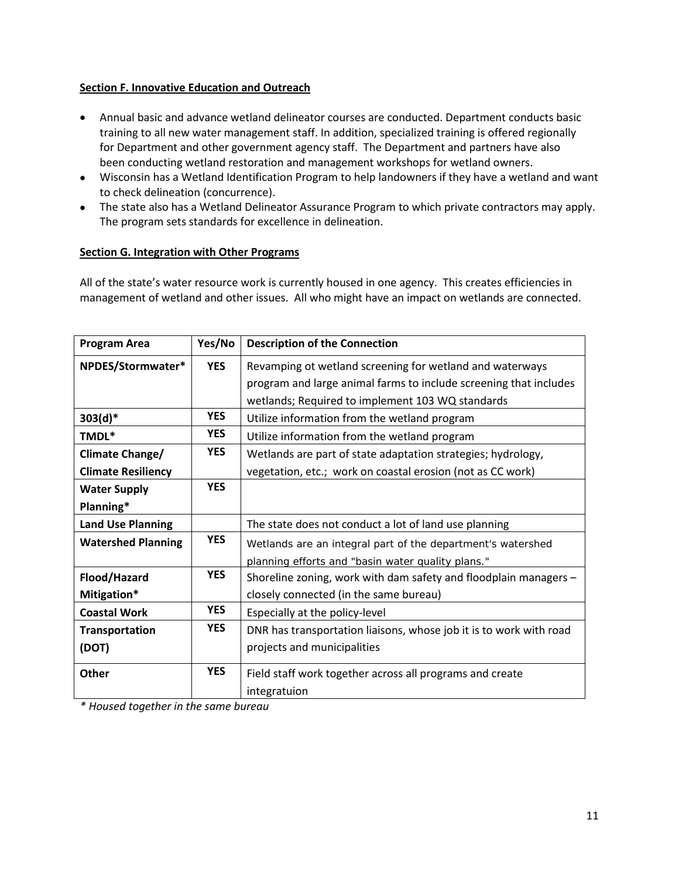**Section F. Innovative Education and Outreach**

- Annual basic and advance wetland delineator courses are conducted. Department conducts basic training to all new water management staff. In addition, specialized training is offered regionally for Department and other government agency staff. The Department and partners have also been conducting wetland restoration and management workshops for wetland owners.
- Wisconsin has a Wetland Identification Program to help landowners if they have a wetland and want to check delineation (concurrence).
- The state also has a Wetland Delineator Assurance Program to which private contractors may apply. The program sets standards for excellence in delineation.

**Section G. Integration with Other Programs**

All of the state's water resource work is currently housed in one agency. This creates efficiencies in management of wetland and other issues. All who might have an impact on wetlands are connected.

| Program Area | Yes/No | Description of the Connection |
|---|---|---|
| **NPDES/Stormwater*** | **YES** | Revamping ot wetland screening for wetland and waterways program and large animal farms to include screening that includes wetlands; Required to implement 103 WQ standards |
| **303(d)*** | **YES** | Utilize information from the wetland program |
| **TMDL*** | **YES** | Utilize information from the wetland program |
| **Climate Change/ Climate Resiliency** | **YES** | Wetlands are part of state adaptation strategies; hydrology, vegetation, etc.; work on coastal erosion (not as CC work) |
| **Water Supply Planning*** | **YES** | |
| **Land Use Planning** | | The state does not conduct a lot of land use planning |
| **Watershed Planning** | **YES** | Wetlands are an integral part of the department's watershed planning efforts and "basin water quality plans." |
| **Flood/Hazard Mitigation*** | **YES** | Shoreline zoning, work with dam safety and floodplain managers – closely connected (in the same bureau) |
| **Coastal Work** | **YES** | Especially at the policy-level |
| **Transportation (DOT)** | **YES** | DNR has transportation liaisons, whose job it is to work with road projects and municipalities |
| **Other** | **YES** | Field staff work together across all programs and create integratuion |

*\* Housed together in the same bureau*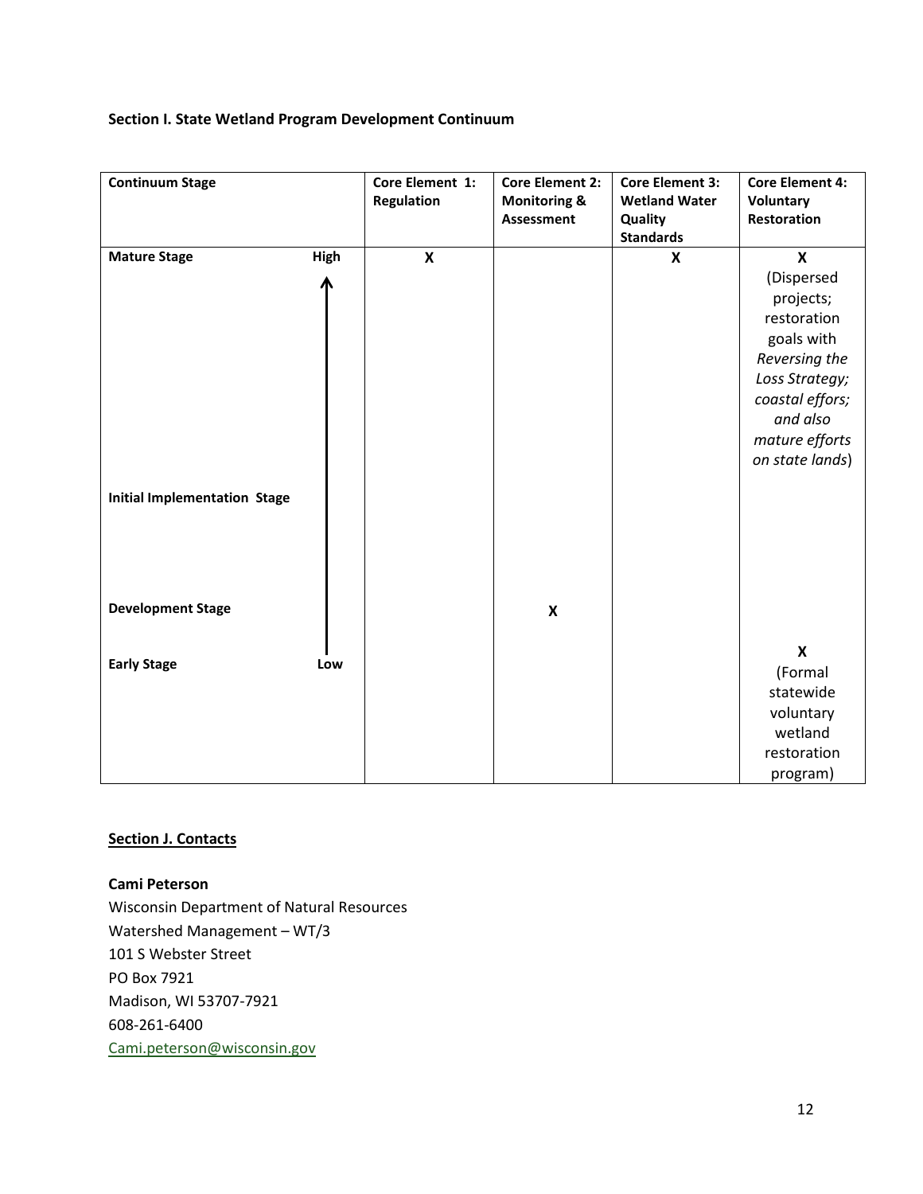**Section I. State Wetland Program Development Continuum**

| Continuum Stage | | Core Element 1: Regulation | Core Element 2: Monitoring & Assessment | Core Element 3: Wetland Water Quality Standards | Core Element 4: Voluntary Restoration |
|---|---|---|---|---|---|
| **Mature Stage** | **High** | **X** | | **X** | **X** (Dispersed projects; restoration goals with *Reversing the Loss Strategy; coastal effors; and also mature efforts on state lands*) |
| **Initial Implementation Stage** | | | | | |
| **Development Stage** | | | **X** | | |
| **Early Stage** | **Low** | | | | **X** (Formal statewide voluntary wetland restoration program) |

**Section J. Contacts**

**Cami Peterson**
Wisconsin Department of Natural Resources
Watershed Management – WT/3
101 S Webster Street
PO Box 7921
Madison, WI 53707-7921
608-261-6400
Cami.peterson@wisconsin.gov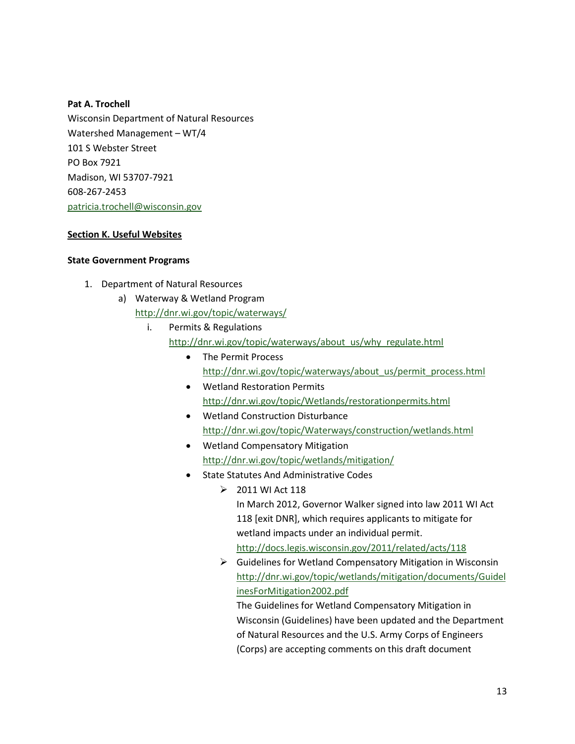**Pat A. Trochell**
Wisconsin Department of Natural Resources
Watershed Management – WT/4
101 S Webster Street
PO Box 7921
Madison, WI 53707-7921
608-267-2453
patricia.trochell@wisconsin.gov

## Section K. Useful Websites

**State Government Programs**

1. Department of Natural Resources
   a) Waterway & Wetland Program
      http://dnr.wi.gov/topic/waterways/
      i. Permits & Regulations
         http://dnr.wi.gov/topic/waterways/about_us/why_regulate.html
         - The Permit Process
           http://dnr.wi.gov/topic/waterways/about_us/permit_process.html
         - Wetland Restoration Permits
           http://dnr.wi.gov/topic/Wetlands/restorationpermits.html
         - Wetland Construction Disturbance
           http://dnr.wi.gov/topic/Waterways/construction/wetlands.html
         - Wetland Compensatory Mitigation
           http://dnr.wi.gov/topic/wetlands/mitigation/
         - State Statutes And Administrative Codes
           - 2011 WI Act 118
             In March 2012, Governor Walker signed into law 2011 WI Act 118 [exit DNR], which requires applicants to mitigate for wetland impacts under an individual permit.
             http://docs.legis.wisconsin.gov/2011/related/acts/118
           - Guidelines for Wetland Compensatory Mitigation in Wisconsin
             http://dnr.wi.gov/topic/wetlands/mitigation/documents/GuidelinesForMitigation2002.pdf
             The Guidelines for Wetland Compensatory Mitigation in Wisconsin (Guidelines) have been updated and the Department of Natural Resources and the U.S. Army Corps of Engineers (Corps) are accepting comments on this draft document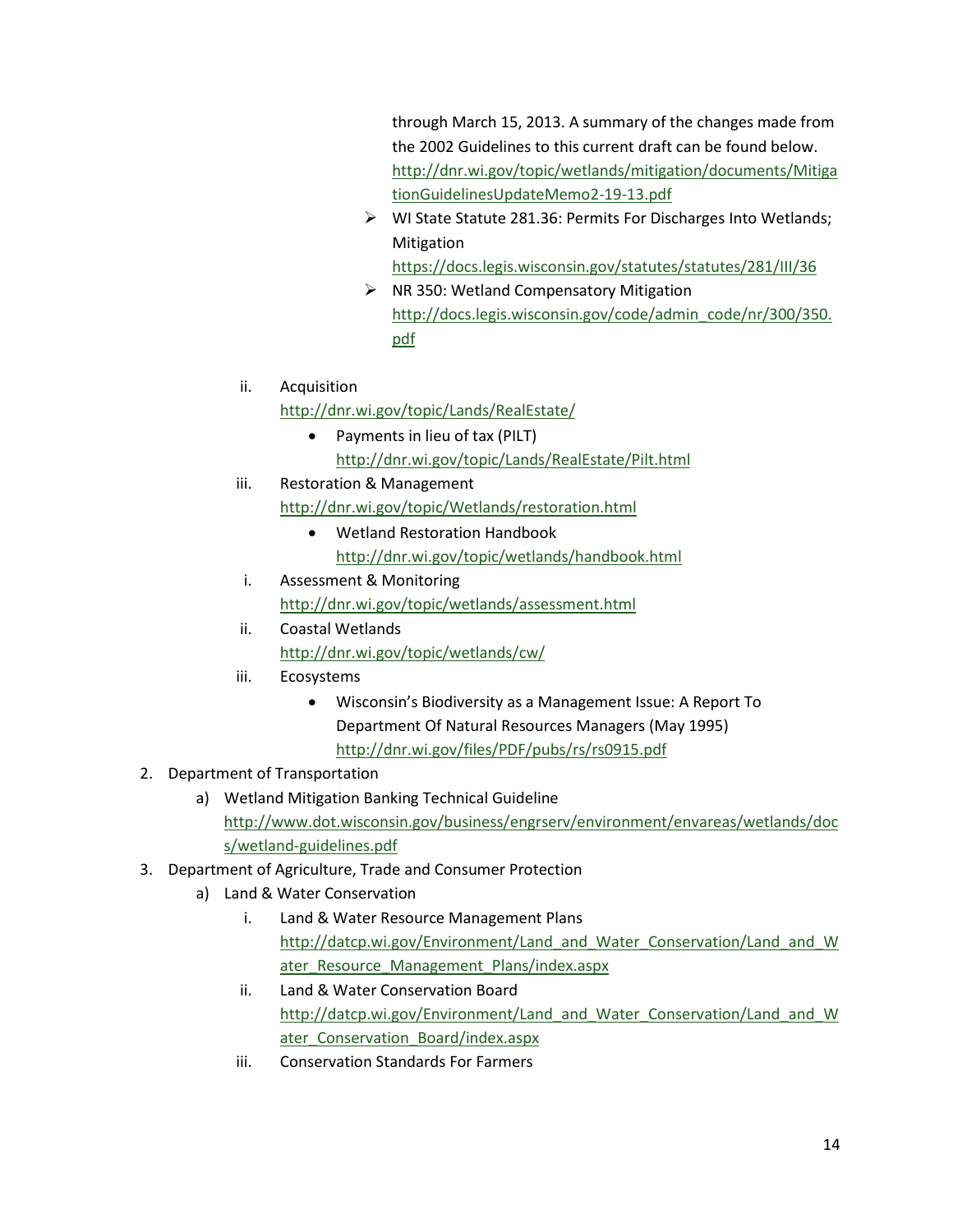through March 15, 2013. A summary of the changes made from the 2002 Guidelines to this current draft can be found below.
http://dnr.wi.gov/topic/wetlands/mitigation/documents/MitigationGuidelinesUpdateMemo2-19-13.pdf

- WI State Statute 281.36: Permits For Discharges Into Wetlands; Mitigation
  https://docs.legis.wisconsin.gov/statutes/statutes/281/III/36
- NR 350: Wetland Compensatory Mitigation
  http://docs.legis.wisconsin.gov/code/admin_code/nr/300/350.pdf

ii. Acquisition
http://dnr.wi.gov/topic/Lands/RealEstate/
   - Payments in lieu of tax (PILT)
     http://dnr.wi.gov/topic/Lands/RealEstate/Pilt.html

iii. Restoration & Management
http://dnr.wi.gov/topic/Wetlands/restoration.html
   - Wetland Restoration Handbook
     http://dnr.wi.gov/topic/wetlands/handbook.html

i. Assessment & Monitoring
http://dnr.wi.gov/topic/wetlands/assessment.html

ii. Coastal Wetlands
http://dnr.wi.gov/topic/wetlands/cw/

iii. Ecosystems
   - Wisconsin's Biodiversity as a Management Issue: A Report To Department Of Natural Resources Managers (May 1995)
     http://dnr.wi.gov/files/PDF/pubs/rs/rs0915.pdf

2. Department of Transportation
   a) Wetland Mitigation Banking Technical Guideline
      http://www.dot.wisconsin.gov/business/engrserv/environment/envareas/wetlands/docs/wetland-guidelines.pdf
3. Department of Agriculture, Trade and Consumer Protection
   a) Land & Water Conservation
      i. Land & Water Resource Management Plans
         http://datcp.wi.gov/Environment/Land_and_Water_Conservation/Land_and_Water_Resource_Management_Plans/index.aspx
      ii. Land & Water Conservation Board
         http://datcp.wi.gov/Environment/Land_and_Water_Conservation/Land_and_Water_Conservation_Board/index.aspx
      iii. Conservation Standards For Farmers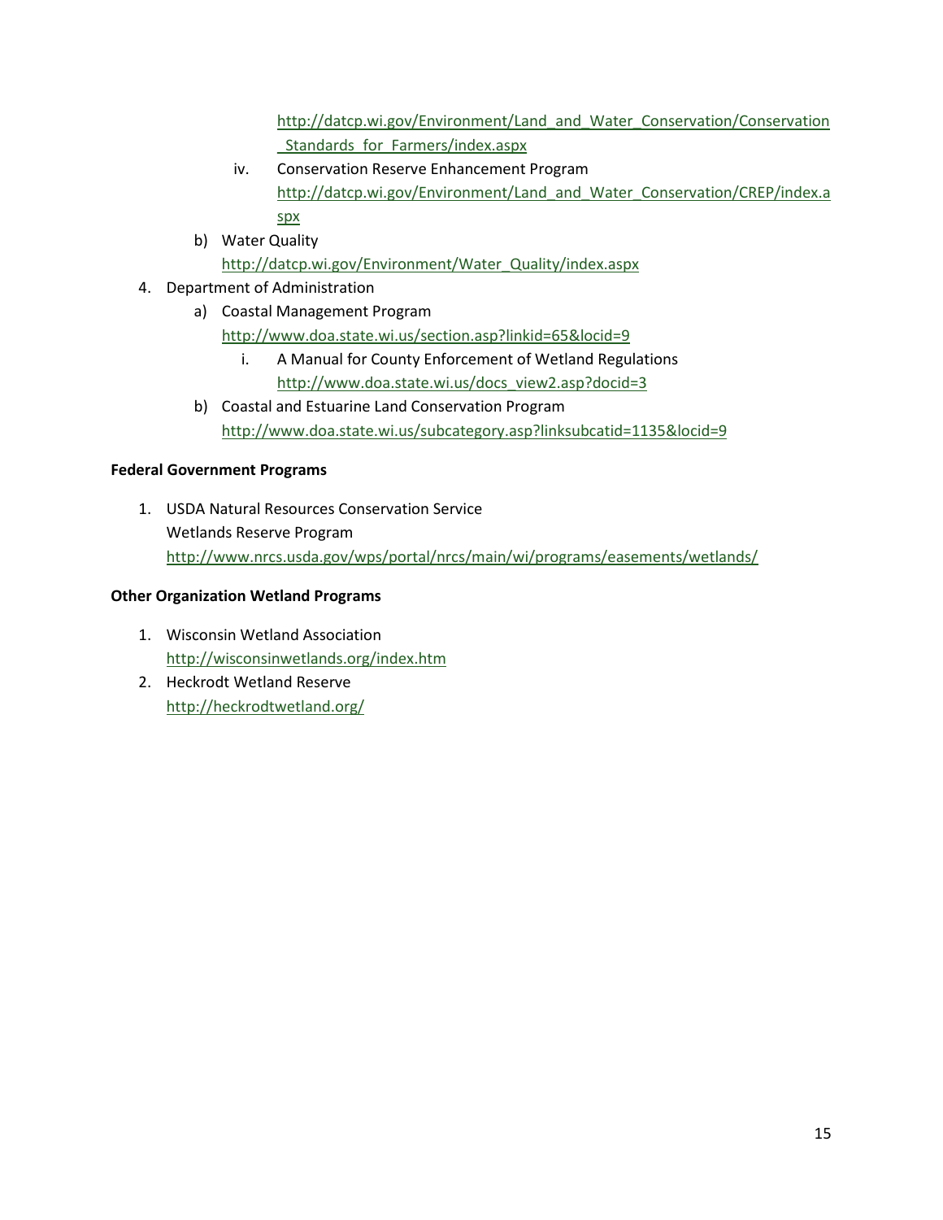http://datcp.wi.gov/Environment/Land_and_Water_Conservation/Conservation_Standards_for_Farmers/index.aspx

   iv. Conservation Reserve Enhancement Program
   http://datcp.wi.gov/Environment/Land_and_Water_Conservation/CREP/index.aspx

   b) Water Quality
   http://datcp.wi.gov/Environment/Water_Quality/index.aspx

4. Department of Administration
   a) Coastal Management Program
   http://www.doa.state.wi.us/section.asp?linkid=65&locid=9
      i. A Manual for County Enforcement of Wetland Regulations
      http://www.doa.state.wi.us/docs_view2.asp?docid=3
   b) Coastal and Estuarine Land Conservation Program
   http://www.doa.state.wi.us/subcategory.asp?linksubcatid=1135&locid=9

**Federal Government Programs**

1. USDA Natural Resources Conservation Service
   Wetlands Reserve Program
   http://www.nrcs.usda.gov/wps/portal/nrcs/main/wi/programs/easements/wetlands/

**Other Organization Wetland Programs**

1. Wisconsin Wetland Association
   http://wisconsinwetlands.org/index.htm
2. Heckrodt Wetland Reserve
   http://heckrodtwetland.org/